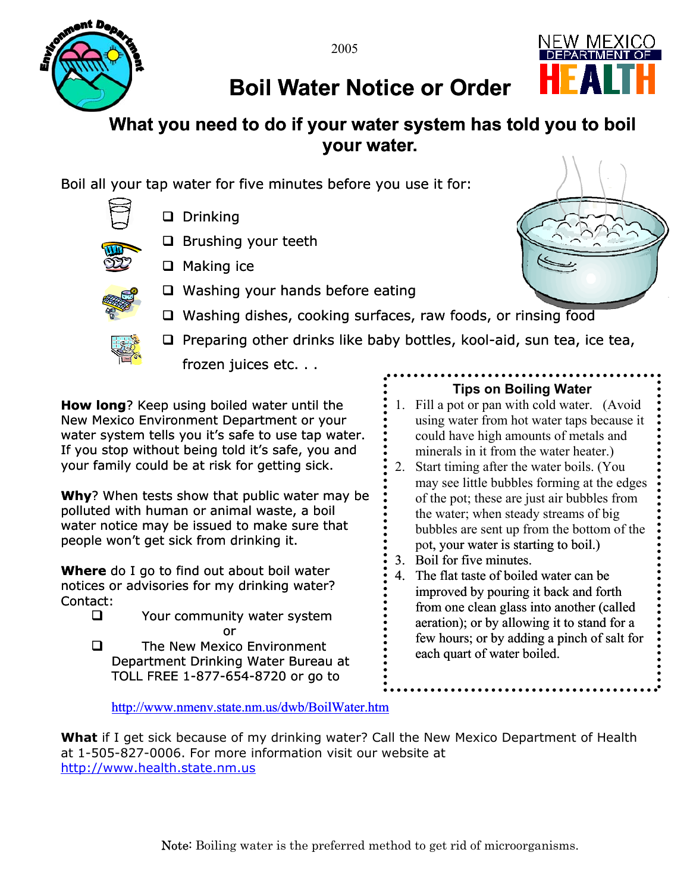2005

# Boil Water Notice or Order

## What you need to do if your water system has told you to boil your water.

Boil all your tap water for five minutes before you use it for:

- ❑ Drinking
- ❑ Brushing your teeth
- ❑ Making ice
- ❑ Washing your hands before eating
- ❑ Washing dishes, cooking surfaces, raw foods, or rinsing food
- ❑ Preparing other drinks like baby bottles, kool-aid, sun tea, ice tea, frozen juices etc. . .

**How long**? Keep using boiled water until the New Mexico Environment Department or your water system tells you it's safe to use tap water. If you stop without being told it's safe, you and your family could be at risk for getting sick.

**Why**? When tests show that public water may be polluted with human or animal waste, a boil water notice may be issued to make sure that people won't get sick from drinking it.

**Where** do I go to find out about boil water notices or advisories for my drinking water? Contact:

- ❑ Your community water system

  or
- ❑ The New Mexico Environment Department Drinking Water Bureau at TOLL FREE 1-877-654-8720 or go to

  http://www.nmenv.state.nm.us/dwb/BoilWater.htm

### Tips on Boiling Water

1. Fill a pot or pan with cold water. (Avoid using water from hot water taps because it could have high amounts of metals and minerals in it from the water heater.)
2. Start timing after the water boils. (You may see little bubbles forming at the edges of the pot; these are just air bubbles from the water; when steady streams of big bubbles are sent up from the bottom of the pot, your water is starting to boil.)
3. Boil for five minutes.
4. The flat taste of boiled water can be improved by pouring it back and forth from one clean glass into another (called aeration); or by allowing it to stand for a few hours; or by adding a pinch of salt for each quart of water boiled.

**What** if I get sick because of my drinking water? Call the New Mexico Department of Health at 1-505-827-0006. For more information visit our website at http://www.health.state.nm.us

Note: Boiling water is the preferred method to get rid of microorganisms.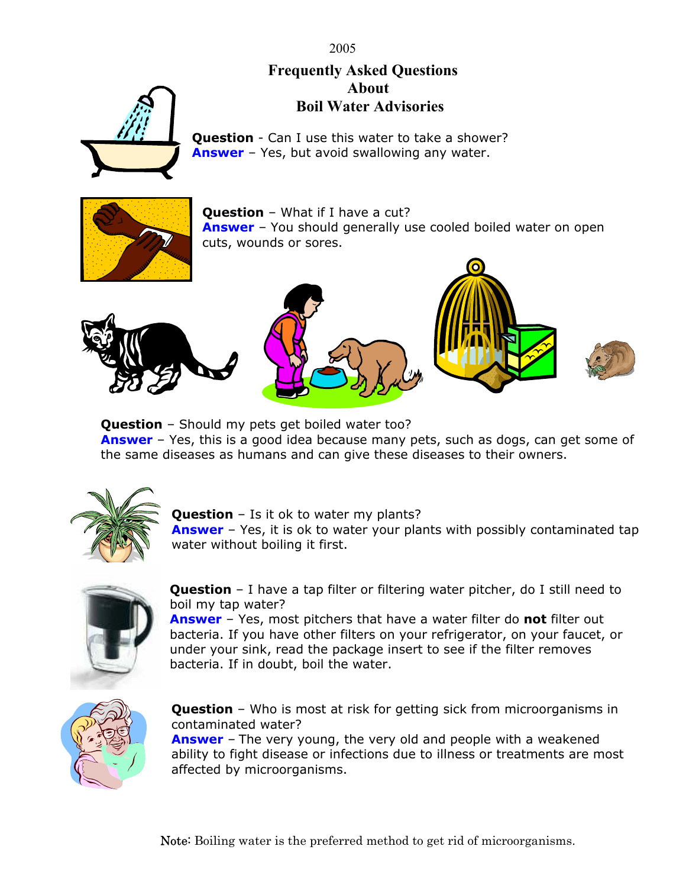2005

# Frequently Asked Questions About Boil Water Advisories

**Question** - Can I use this water to take a shower?
**Answer** – Yes, but avoid swallowing any water.

**Question** – What if I have a cut?
**Answer** – You should generally use cooled boiled water on open cuts, wounds or sores.

**Question** – Should my pets get boiled water too?
**Answer** – Yes, this is a good idea because many pets, such as dogs, can get some of the same diseases as humans and can give these diseases to their owners.

**Question** – Is it ok to water my plants?
**Answer** – Yes, it is ok to water your plants with possibly contaminated tap water without boiling it first.

**Question** – I have a tap filter or filtering water pitcher, do I still need to boil my tap water?
**Answer** – Yes, most pitchers that have a water filter do **not** filter out bacteria. If you have other filters on your refrigerator, on your faucet, or under your sink, read the package insert to see if the filter removes bacteria. If in doubt, boil the water.

**Question** – Who is most at risk for getting sick from microorganisms in contaminated water?
**Answer** – The very young, the very old and people with a weakened ability to fight disease or infections due to illness or treatments are most affected by microorganisms.

Note: Boiling water is the preferred method to get rid of microorganisms.